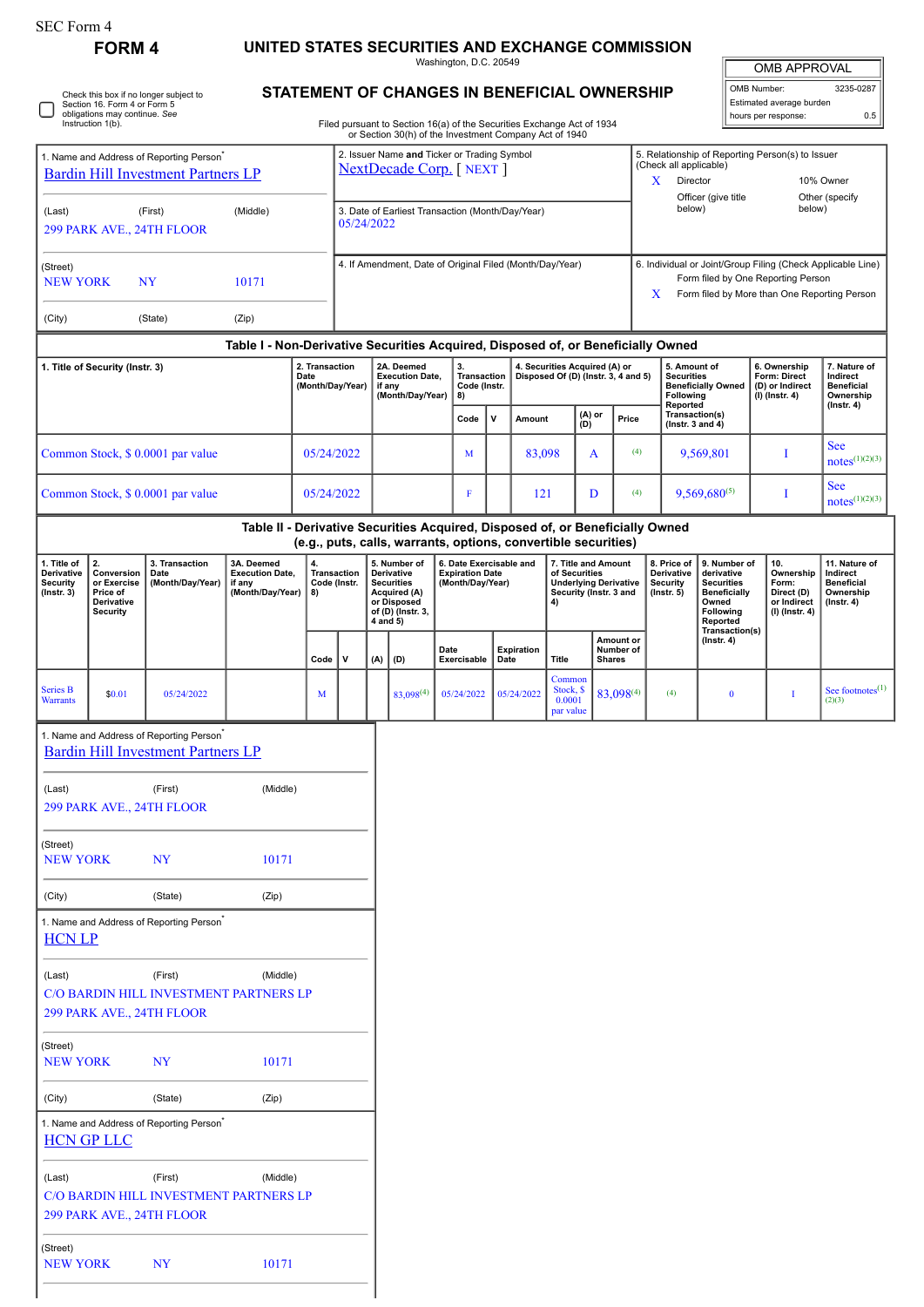SEC Form 4

**FORM 4**

# UNITED STATES SECURITIES AND EXCHANGE COMMISSION

Washington, D.C. 20549

## STATEMENT OF CHANGES IN BENEFICIAL OWNERSHIP

Filed pursuant to Section 16(a) of the Securities Exchange Act of 1934
or Section 30(h) of the Investment Company Act of 1940

| OMB APPROVAL | |
|---|---|
| OMB Number: | 3235-0287 |
| Estimated average burden | |
| hours per response: | 0.5 |

☐ Check this box if no longer subject to Section 16. Form 4 or Form 5 obligations may continue. *See* Instruction 1(b).

1. Name and Address of Reporting Person*
Bardin Hill Investment Partners LP

(Last) (First) (Middle)
299 PARK AVE., 24TH FLOOR

(Street)
NEW YORK NY 10171

(City) (State) (Zip)

2. Issuer Name **and** Ticker or Trading Symbol
NextDecade Corp. [ NEXT ]

3. Date of Earliest Transaction (Month/Day/Year)
05/24/2022

4. If Amendment, Date of Original Filed (Month/Day/Year)

5. Relationship of Reporting Person(s) to Issuer (Check all applicable)
X Director
10% Owner
Officer (give title below)
Other (specify below)

6. Individual or Joint/Group Filing (Check Applicable Line)
Form filed by One Reporting Person
X Form filed by More than One Reporting Person

### Table I - Non-Derivative Securities Acquired, Disposed of, or Beneficially Owned

| 1. Title of Security (Instr. 3) | 2. Transaction Date (Month/Day/Year) | 2A. Deemed Execution Date, if any (Month/Day/Year) | 3. Transaction Code (Instr. 8) | | 4. Securities Acquired (A) or Disposed Of (D) (Instr. 3, 4 and 5) | | | 5. Amount of Securities Beneficially Owned Following Reported Transaction(s) (Instr. 3 and 4) | 6. Ownership Form: Direct (D) or Indirect (I) (Instr. 4) | 7. Nature of Indirect Beneficial Ownership (Instr. 4) |
|---|---|---|---|---|---|---|---|---|---|---|
| | | | Code | V | Amount | (A) or (D) | Price | | | |
| Common Stock, $ 0.0001 par value | 05/24/2022 | | M | | 83,098 | A | (4) | 9,569,801 | I | See notes[1][2][3] |
| Common Stock, $ 0.0001 par value | 05/24/2022 | | F | | 121 | D | (4) | 9,569,680[5] | I | See notes[1][2][3] |

### Table II - Derivative Securities Acquired, Disposed of, or Beneficially Owned (e.g., puts, calls, warrants, options, convertible securities)

| 1. Title of Derivative Security (Instr. 3) | 2. Conversion or Exercise Price of Derivative Security | 3. Transaction Date (Month/Day/Year) | 3A. Deemed Execution Date, if any (Month/Day/Year) | 4. Transaction Code (Instr. 8) | | 5. Number of Derivative Securities Acquired (A) or Disposed of (D) (Instr. 3, 4 and 5) | | 6. Date Exercisable and Expiration Date (Month/Day/Year) | | 7. Title and Amount of Securities Underlying Derivative Security (Instr. 3 and 4) | | 8. Price of Derivative Security (Instr. 5) | 9. Number of derivative Securities Beneficially Owned Following Reported Transaction(s) (Instr. 4) | 10. Ownership Form: Direct (D) or Indirect (I) (Instr. 4) | 11. Nature of Indirect Beneficial Ownership (Instr. 4) |
|---|---|---|---|---|---|---|---|---|---|---|---|---|---|---|---|
| | | | | Code | V | (A) | (D) | Date Exercisable | Expiration Date | Title | Amount or Number of Shares | | | | |
| Series B Warrants | $0.01 | 05/24/2022 | | M | | | 83,098[4] | 05/24/2022 | 05/24/2022 | Common Stock, $ 0.0001 par value | 83,098[4] | (4) | 0 | I | See footnotes[1][2][3] |

1. Name and Address of Reporting Person*
Bardin Hill Investment Partners LP

(Last) (First) (Middle)
299 PARK AVE., 24TH FLOOR

(Street)
NEW YORK NY 10171

(City) (State) (Zip)

1. Name and Address of Reporting Person*
HCN LP

(Last) (First) (Middle)
C/O BARDIN HILL INVESTMENT PARTNERS LP
299 PARK AVE., 24TH FLOOR

(Street)
NEW YORK NY 10171

(City) (State) (Zip)

1. Name and Address of Reporting Person*
HCN GP LLC

(Last) (First) (Middle)
C/O BARDIN HILL INVESTMENT PARTNERS LP
299 PARK AVE., 24TH FLOOR

(Street)
NEW YORK NY 10171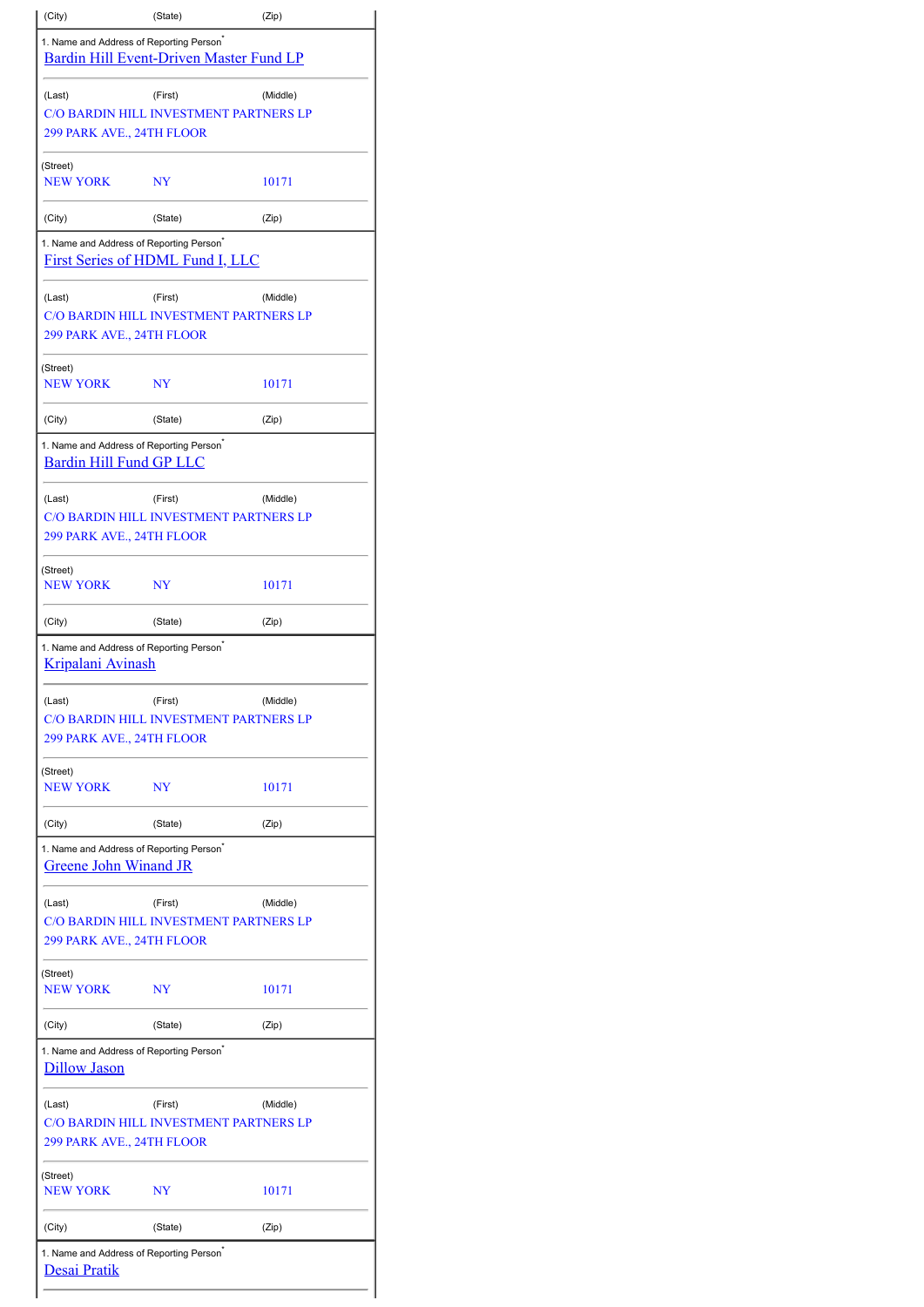| (City) | (State) | (Zip) |
|---|---|---|

1. Name and Address of Reporting Person*

Bardin Hill Event-Driven Master Fund LP

| (Last) | (First) | (Middle) |
|---|---|---|

C/O BARDIN HILL INVESTMENT PARTNERS LP
299 PARK AVE., 24TH FLOOR

(Street)

| NEW YORK | NY | 10171 |
|---|---|---|
| (City) | (State) | (Zip) |

1. Name and Address of Reporting Person*

First Series of HDML Fund I, LLC

| (Last) | (First) | (Middle) |
|---|---|---|

C/O BARDIN HILL INVESTMENT PARTNERS LP
299 PARK AVE., 24TH FLOOR

(Street)

| NEW YORK | NY | 10171 |
|---|---|---|
| (City) | (State) | (Zip) |

1. Name and Address of Reporting Person*

Bardin Hill Fund GP LLC

| (Last) | (First) | (Middle) |
|---|---|---|

C/O BARDIN HILL INVESTMENT PARTNERS LP
299 PARK AVE., 24TH FLOOR

(Street)

| NEW YORK | NY | 10171 |
|---|---|---|
| (City) | (State) | (Zip) |

1. Name and Address of Reporting Person*

Kripalani Avinash

| (Last) | (First) | (Middle) |
|---|---|---|

C/O BARDIN HILL INVESTMENT PARTNERS LP
299 PARK AVE., 24TH FLOOR

(Street)

| NEW YORK | NY | 10171 |
|---|---|---|
| (City) | (State) | (Zip) |

1. Name and Address of Reporting Person*

Greene John Winand JR

| (Last) | (First) | (Middle) |
|---|---|---|

C/O BARDIN HILL INVESTMENT PARTNERS LP
299 PARK AVE., 24TH FLOOR

(Street)

| NEW YORK | NY | 10171 |
|---|---|---|
| (City) | (State) | (Zip) |

1. Name and Address of Reporting Person*

Dillow Jason

| (Last) | (First) | (Middle) |
|---|---|---|

C/O BARDIN HILL INVESTMENT PARTNERS LP
299 PARK AVE., 24TH FLOOR

(Street)

| NEW YORK | NY | 10171 |
|---|---|---|
| (City) | (State) | (Zip) |

1. Name and Address of Reporting Person*

Desai Pratik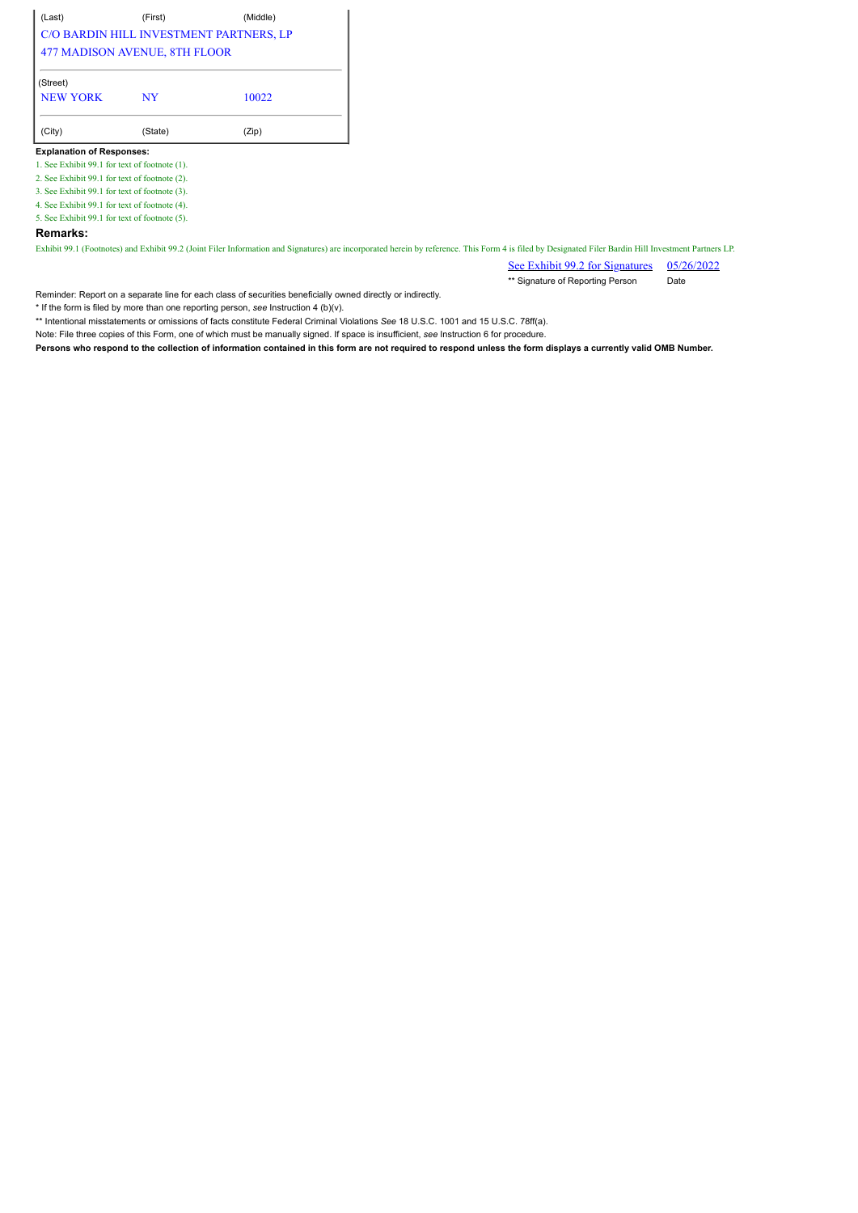| (Last) | (First) | (Middle) |
|---|---|---|
| C/O BARDIN HILL INVESTMENT PARTNERS, LP | | |
| 477 MADISON AVENUE, 8TH FLOOR | | |
| (Street) | | |
| NEW YORK | NY | 10022 |
| (City) | (State) | (Zip) |

**Explanation of Responses:**

1. See Exhibit 99.1 for text of footnote (1).
2. See Exhibit 99.1 for text of footnote (2).
3. See Exhibit 99.1 for text of footnote (3).
4. See Exhibit 99.1 for text of footnote (4).
5. See Exhibit 99.1 for text of footnote (5).

**Remarks:**

Exhibit 99.1 (Footnotes) and Exhibit 99.2 (Joint Filer Information and Signatures) are incorporated herein by reference. This Form 4 is filed by Designated Filer Bardin Hill Investment Partners LP.

| See Exhibit 99.2 for Signatures | 05/26/2022 |
|---|---|
| ** Signature of Reporting Person | Date |

Reminder: Report on a separate line for each class of securities beneficially owned directly or indirectly.

\* If the form is filed by more than one reporting person, *see* Instruction 4 (b)(v).

\*\* Intentional misstatements or omissions of facts constitute Federal Criminal Violations *See* 18 U.S.C. 1001 and 15 U.S.C. 78ff(a).

Note: File three copies of this Form, one of which must be manually signed. If space is insufficient, *see* Instruction 6 for procedure.

**Persons who respond to the collection of information contained in this form are not required to respond unless the form displays a currently valid OMB Number.**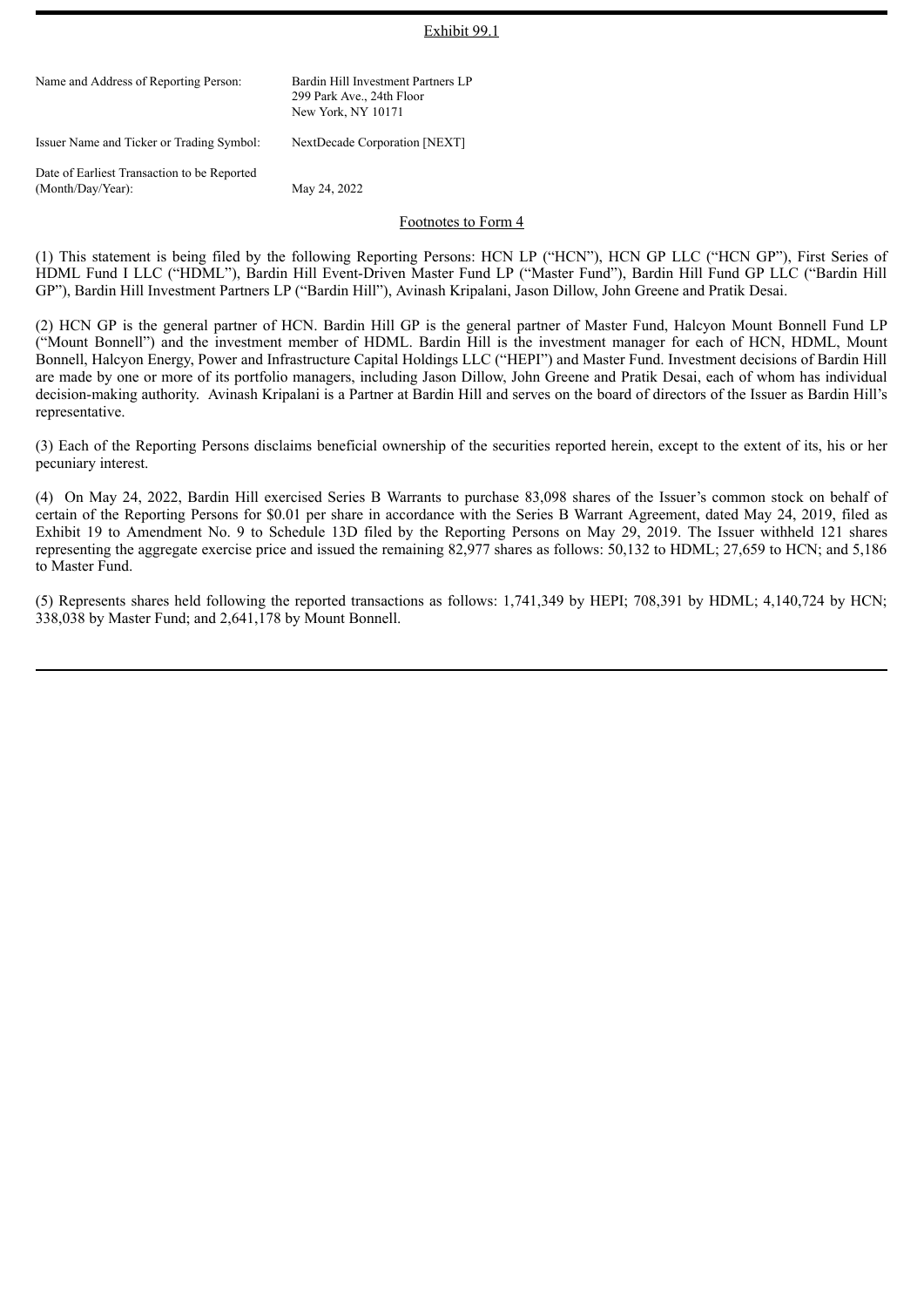Exhibit 99.1

| | |
|---|---|
| Name and Address of Reporting Person: | Bardin Hill Investment Partners LP<br>299 Park Ave., 24th Floor<br>New York, NY 10171 |
| Issuer Name and Ticker or Trading Symbol: | NextDecade Corporation [NEXT] |
| Date of Earliest Transaction to be Reported (Month/Day/Year): | May 24, 2022 |

Footnotes to Form 4

(1) This statement is being filed by the following Reporting Persons: HCN LP ("HCN"), HCN GP LLC ("HCN GP"), First Series of HDML Fund I LLC ("HDML"), Bardin Hill Event-Driven Master Fund LP ("Master Fund"), Bardin Hill Fund GP LLC ("Bardin Hill GP"), Bardin Hill Investment Partners LP ("Bardin Hill"), Avinash Kripalani, Jason Dillow, John Greene and Pratik Desai.

(2) HCN GP is the general partner of HCN. Bardin Hill GP is the general partner of Master Fund, Halcyon Mount Bonnell Fund LP ("Mount Bonnell") and the investment member of HDML. Bardin Hill is the investment manager for each of HCN, HDML, Mount Bonnell, Halcyon Energy, Power and Infrastructure Capital Holdings LLC ("HEPI") and Master Fund. Investment decisions of Bardin Hill are made by one or more of its portfolio managers, including Jason Dillow, John Greene and Pratik Desai, each of whom has individual decision-making authority. Avinash Kripalani is a Partner at Bardin Hill and serves on the board of directors of the Issuer as Bardin Hill's representative.

(3) Each of the Reporting Persons disclaims beneficial ownership of the securities reported herein, except to the extent of its, his or her pecuniary interest.

(4) On May 24, 2022, Bardin Hill exercised Series B Warrants to purchase 83,098 shares of the Issuer's common stock on behalf of certain of the Reporting Persons for $0.01 per share in accordance with the Series B Warrant Agreement, dated May 24, 2019, filed as Exhibit 19 to Amendment No. 9 to Schedule 13D filed by the Reporting Persons on May 29, 2019. The Issuer withheld 121 shares representing the aggregate exercise price and issued the remaining 82,977 shares as follows: 50,132 to HDML; 27,659 to HCN; and 5,186 to Master Fund.

(5) Represents shares held following the reported transactions as follows: 1,741,349 by HEPI; 708,391 by HDML; 4,140,724 by HCN; 338,038 by Master Fund; and 2,641,178 by Mount Bonnell.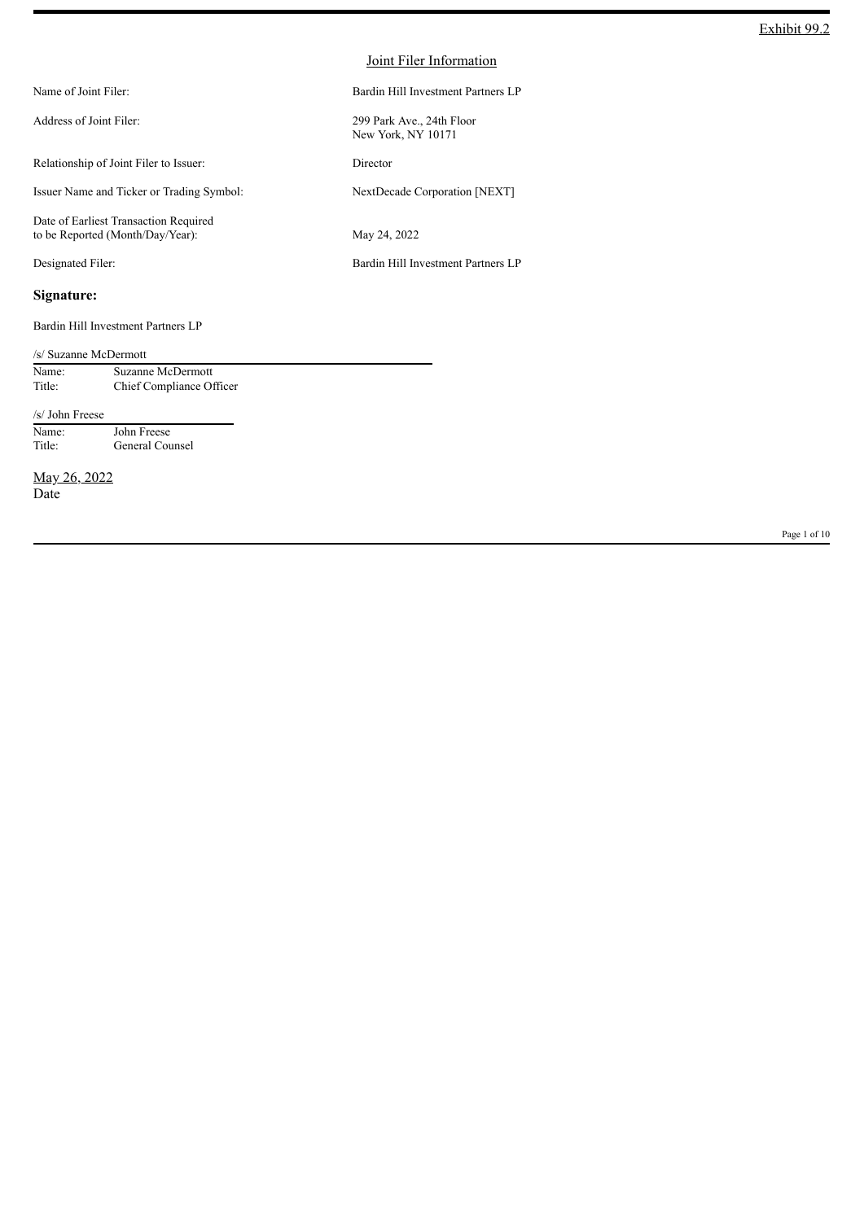Exhibit 99.2

Joint Filer Information

| | |
|---|---|
| Name of Joint Filer: | Bardin Hill Investment Partners LP |
| Address of Joint Filer: | 299 Park Ave., 24th Floor<br>New York, NY 10171 |
| Relationship of Joint Filer to Issuer: | Director |
| Issuer Name and Ticker or Trading Symbol: | NextDecade Corporation [NEXT] |
| Date of Earliest Transaction Required to be Reported (Month/Day/Year): | May 24, 2022 |
| Designated Filer: | Bardin Hill Investment Partners LP |

**Signature:**

Bardin Hill Investment Partners LP

/s/ Suzanne McDermott

Name: Suzanne McDermott
Title: Chief Compliance Officer

/s/ John Freese

Name: John Freese
Title: General Counsel

May 26, 2022
Date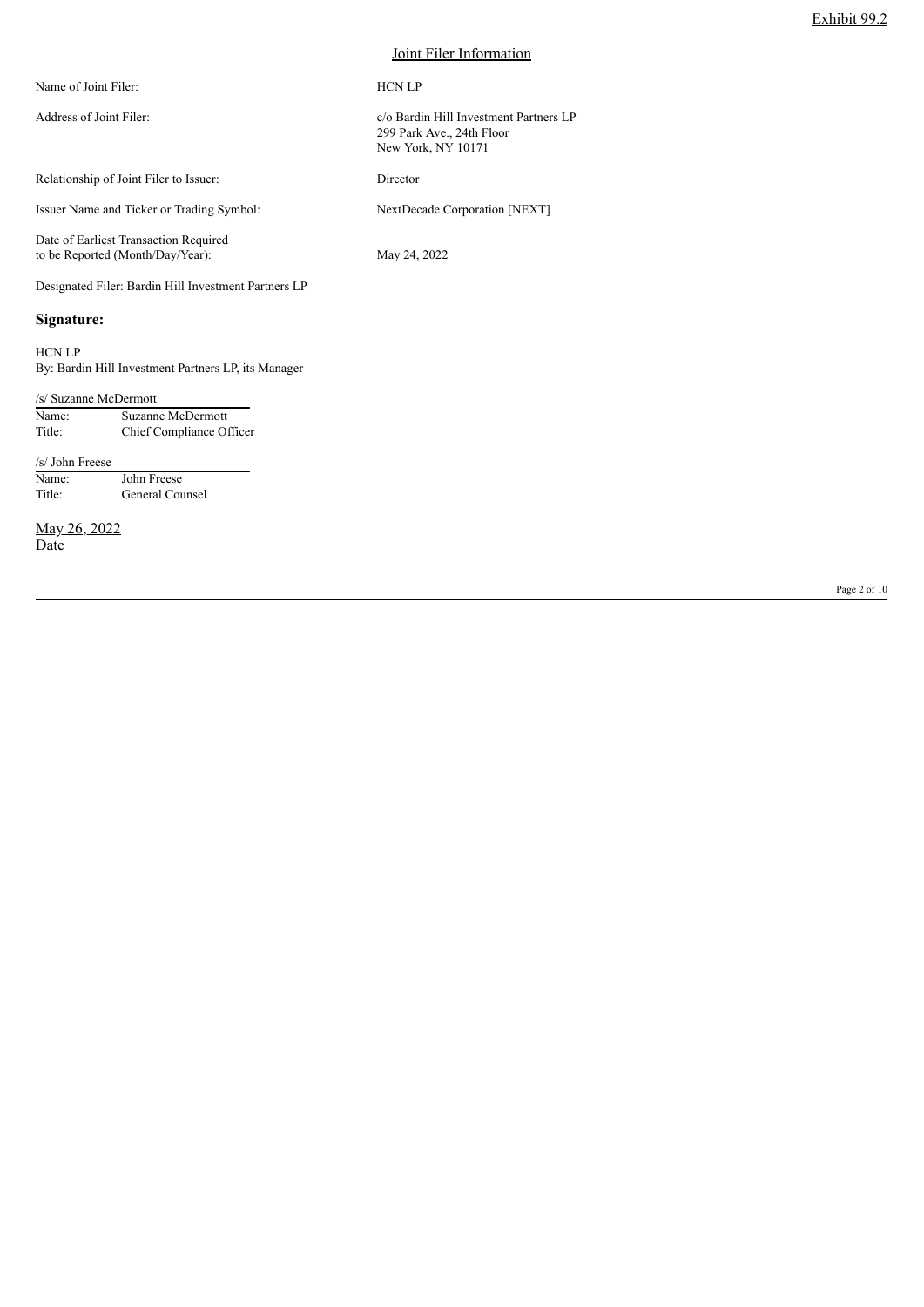Exhibit 99.2

## Joint Filer Information

| | |
|---|---|
| Name of Joint Filer: | HCN LP |
| Address of Joint Filer: | c/o Bardin Hill Investment Partners LP<br>299 Park Ave., 24th Floor<br>New York, NY 10171 |
| Relationship of Joint Filer to Issuer: | Director |
| Issuer Name and Ticker or Trading Symbol: | NextDecade Corporation [NEXT] |
| Date of Earliest Transaction Required to be Reported (Month/Day/Year): | May 24, 2022 |

Designated Filer: Bardin Hill Investment Partners LP

**Signature:**

HCN LP
By: Bardin Hill Investment Partners LP, its Manager

/s/ Suzanne McDermott

| | |
|---|---|
| Name: | Suzanne McDermott |
| Title: | Chief Compliance Officer |

/s/ John Freese

| | |
|---|---|
| Name: | John Freese |
| Title: | General Counsel |

May 26, 2022
Date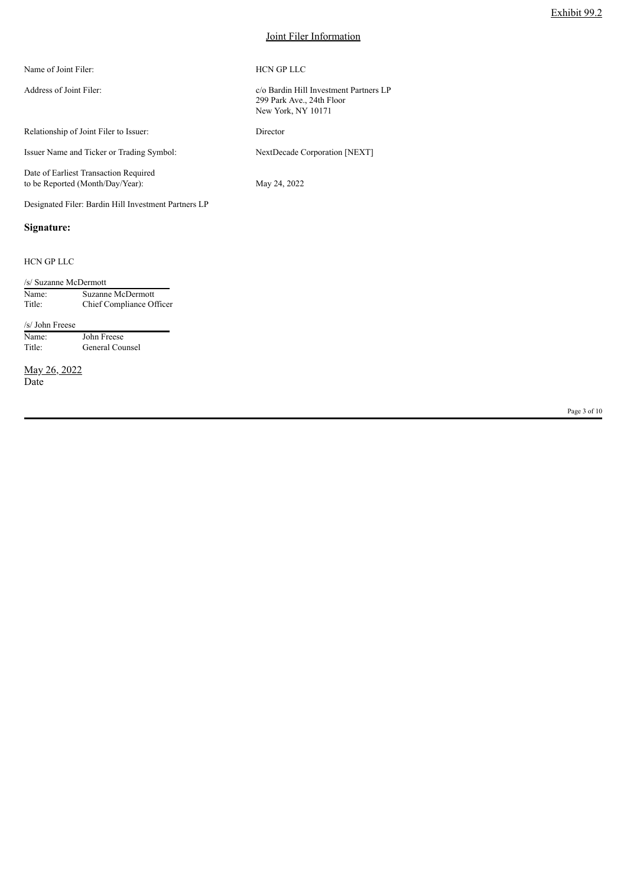Exhibit 99.2

## Joint Filer Information

| | |
|---|---|
| Name of Joint Filer: | HCN GP LLC |
| Address of Joint Filer: | c/o Bardin Hill Investment Partners LP<br>299 Park Ave., 24th Floor<br>New York, NY 10171 |
| Relationship of Joint Filer to Issuer: | Director |
| Issuer Name and Ticker or Trading Symbol: | NextDecade Corporation [NEXT] |
| Date of Earliest Transaction Required to be Reported (Month/Day/Year): | May 24, 2022 |

Designated Filer: Bardin Hill Investment Partners LP

**Signature:**

HCN GP LLC

/s/ Suzanne McDermott

Name: Suzanne McDermott
Title: Chief Compliance Officer

/s/ John Freese

Name: John Freese
Title: General Counsel

May 26, 2022
Date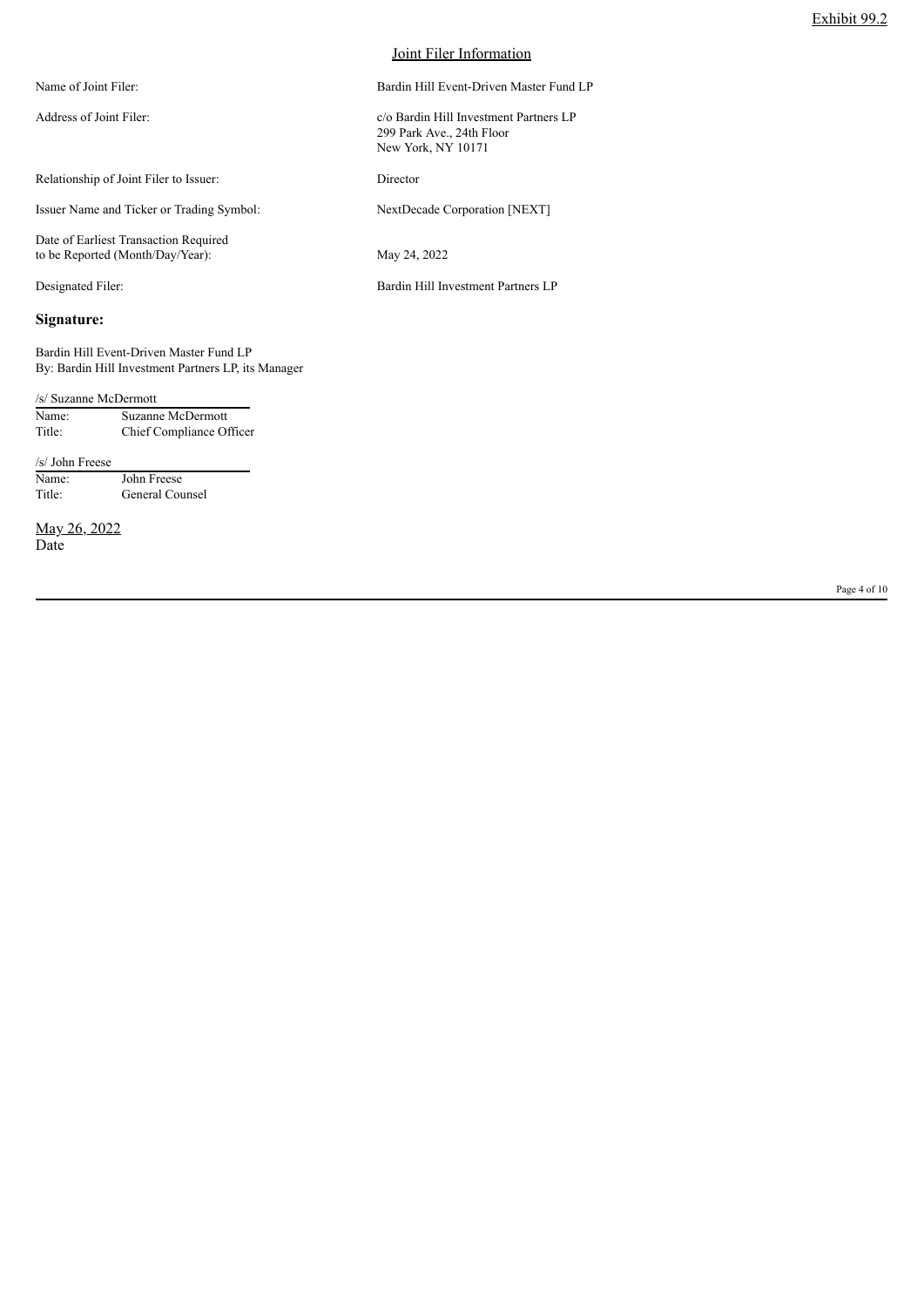Exhibit 99.2

## Joint Filer Information

| | |
|---|---|
| Name of Joint Filer: | Bardin Hill Event-Driven Master Fund LP |
| Address of Joint Filer: | c/o Bardin Hill Investment Partners LP<br>299 Park Ave., 24th Floor<br>New York, NY 10171 |
| Relationship of Joint Filer to Issuer: | Director |
| Issuer Name and Ticker or Trading Symbol: | NextDecade Corporation [NEXT] |
| Date of Earliest Transaction Required to be Reported (Month/Day/Year): | May 24, 2022 |
| Designated Filer: | Bardin Hill Investment Partners LP |

**Signature:**

Bardin Hill Event-Driven Master Fund LP
By: Bardin Hill Investment Partners LP, its Manager

/s/ Suzanne McDermott

Name: Suzanne McDermott
Title: Chief Compliance Officer

/s/ John Freese

Name: John Freese
Title: General Counsel

May 26, 2022
Date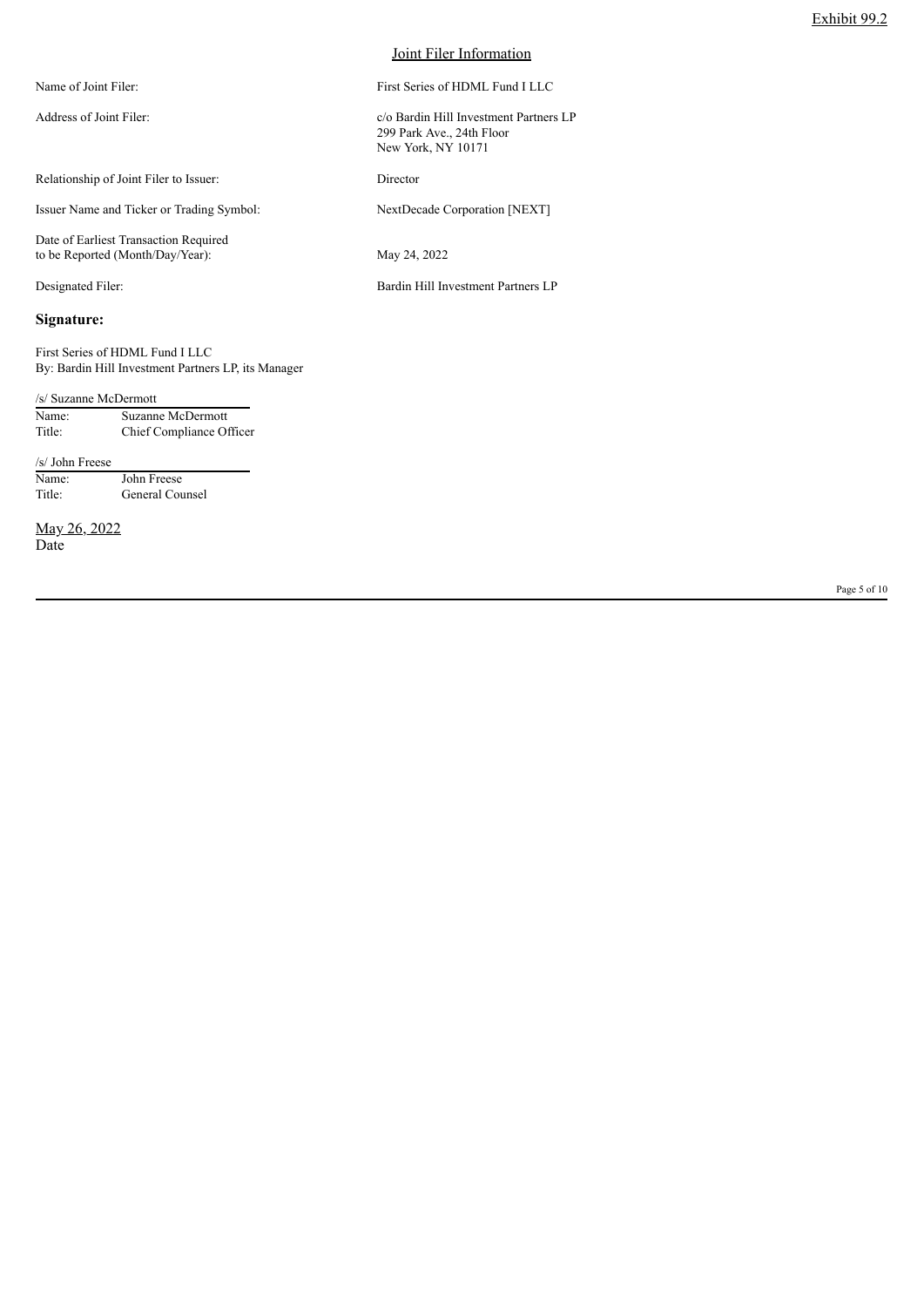Exhibit 99.2

## Joint Filer Information

| | |
|---|---|
| Name of Joint Filer: | First Series of HDML Fund I LLC |
| Address of Joint Filer: | c/o Bardin Hill Investment Partners LP<br>299 Park Ave., 24th Floor<br>New York, NY 10171 |
| Relationship of Joint Filer to Issuer: | Director |
| Issuer Name and Ticker or Trading Symbol: | NextDecade Corporation [NEXT] |
| Date of Earliest Transaction Required to be Reported (Month/Day/Year): | May 24, 2022 |
| Designated Filer: | Bardin Hill Investment Partners LP |

**Signature:**

First Series of HDML Fund I LLC
By: Bardin Hill Investment Partners LP, its Manager

/s/ Suzanne McDermott

Name: Suzanne McDermott
Title: Chief Compliance Officer

/s/ John Freese

Name: John Freese
Title: General Counsel

May 26, 2022
Date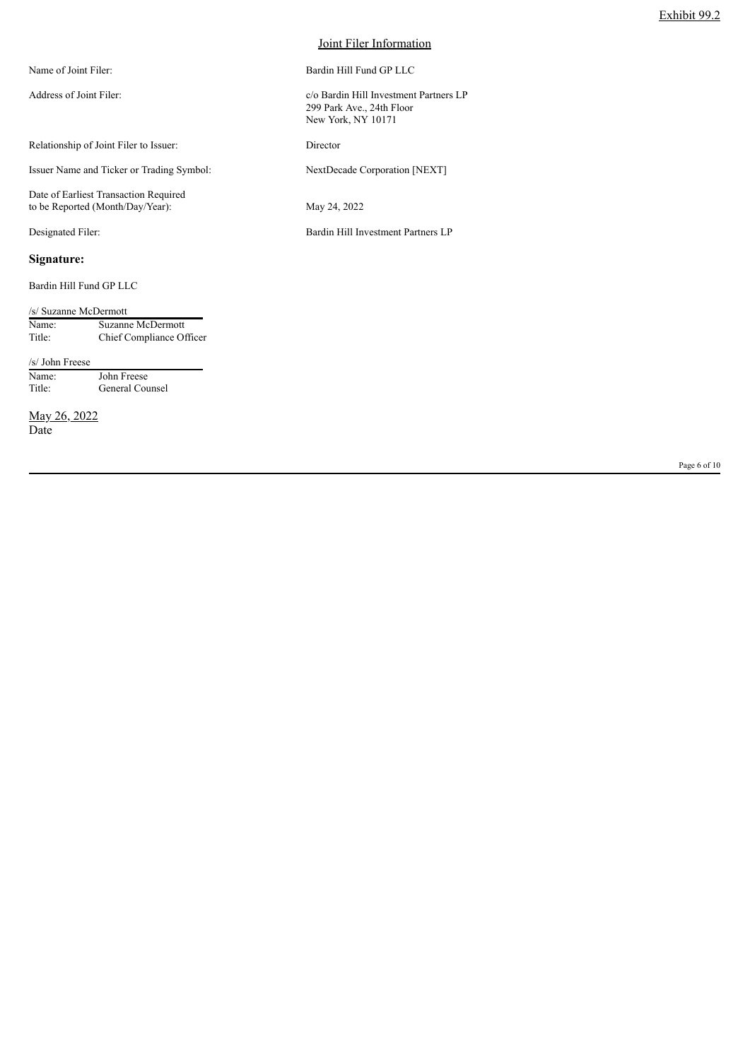Exhibit 99.2

## Joint Filer Information

| | |
|---|---|
| Name of Joint Filer: | Bardin Hill Fund GP LLC |
| Address of Joint Filer: | c/o Bardin Hill Investment Partners LP<br>299 Park Ave., 24th Floor<br>New York, NY 10171 |
| Relationship of Joint Filer to Issuer: | Director |
| Issuer Name and Ticker or Trading Symbol: | NextDecade Corporation [NEXT] |
| Date of Earliest Transaction Required to be Reported (Month/Day/Year): | May 24, 2022 |
| Designated Filer: | Bardin Hill Investment Partners LP |

**Signature:**

Bardin Hill Fund GP LLC

/s/ Suzanne McDermott

| | |
|---|---|
| Name: | Suzanne McDermott |
| Title: | Chief Compliance Officer |

/s/ John Freese

| | |
|---|---|
| Name: | John Freese |
| Title: | General Counsel |

May 26, 2022
Date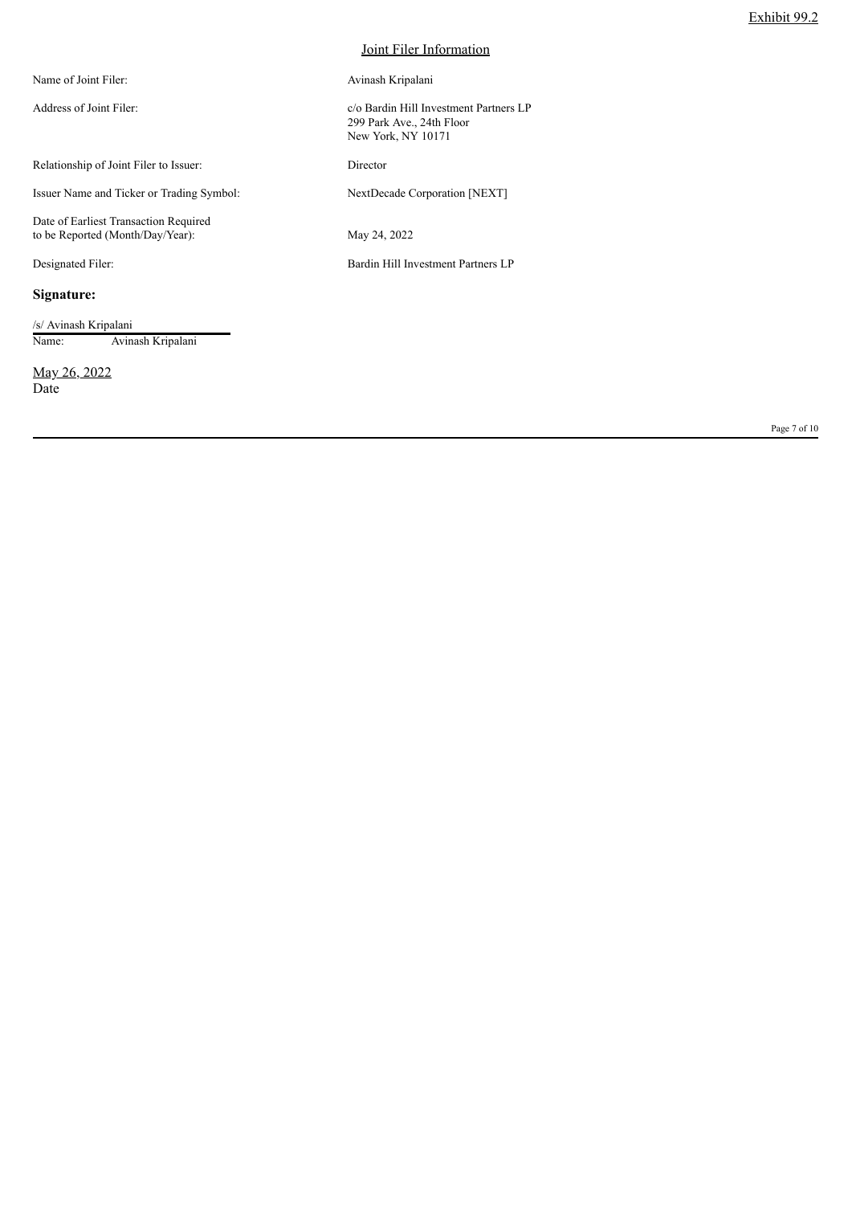Exhibit 99.2

## Joint Filer Information

| | |
|---|---|
| Name of Joint Filer: | Avinash Kripalani |
| Address of Joint Filer: | c/o Bardin Hill Investment Partners LP<br>299 Park Ave., 24th Floor<br>New York, NY 10171 |
| Relationship of Joint Filer to Issuer: | Director |
| Issuer Name and Ticker or Trading Symbol: | NextDecade Corporation [NEXT] |
| Date of Earliest Transaction Required to be Reported (Month/Day/Year): | May 24, 2022 |
| Designated Filer: | Bardin Hill Investment Partners LP |

**Signature:**

/s/ Avinash Kripalani
Name: Avinash Kripalani

May 26, 2022
Date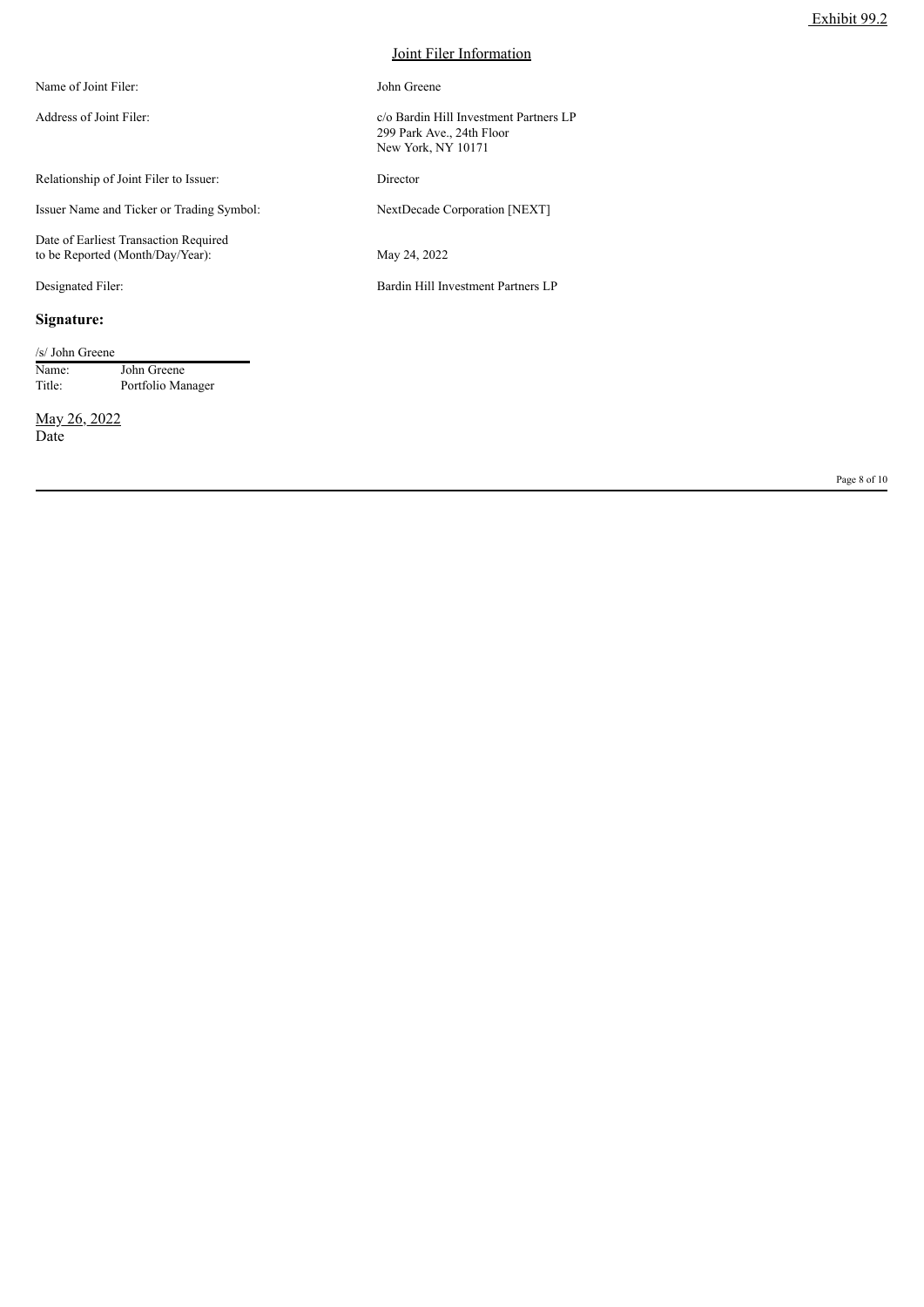Exhibit 99.2

## Joint Filer Information

| | |
|---|---|
| Name of Joint Filer: | John Greene |
| Address of Joint Filer: | c/o Bardin Hill Investment Partners LP<br>299 Park Ave., 24th Floor<br>New York, NY 10171 |
| Relationship of Joint Filer to Issuer: | Director |
| Issuer Name and Ticker or Trading Symbol: | NextDecade Corporation [NEXT] |
| Date of Earliest Transaction Required to be Reported (Month/Day/Year): | May 24, 2022 |
| Designated Filer: | Bardin Hill Investment Partners LP |

**Signature:**

/s/ John Greene

Name: John Greene
Title: Portfolio Manager

May 26, 2022
Date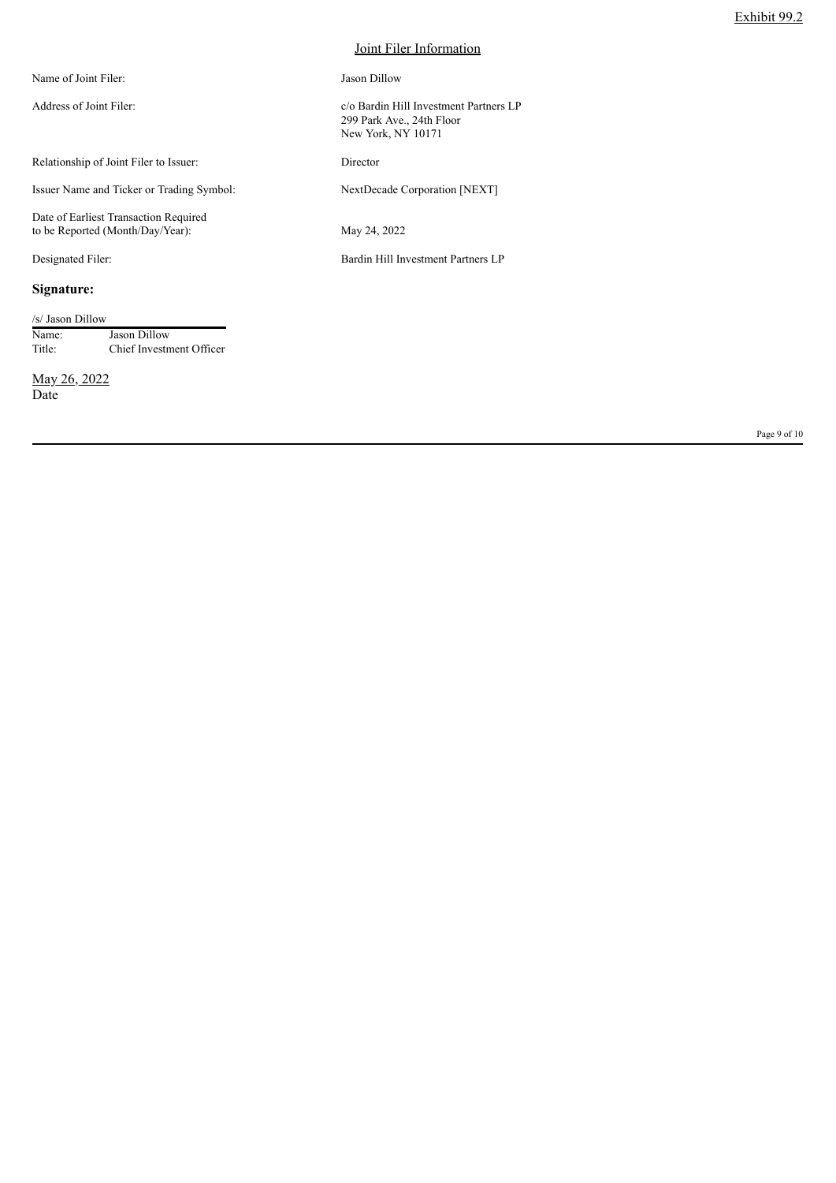Exhibit 99.2

## Joint Filer Information

| | |
|---|---|
| Name of Joint Filer: | Jason Dillow |
| Address of Joint Filer: | c/o Bardin Hill Investment Partners LP<br>299 Park Ave., 24th Floor<br>New York, NY 10171 |
| Relationship of Joint Filer to Issuer: | Director |
| Issuer Name and Ticker or Trading Symbol: | NextDecade Corporation [NEXT] |
| Date of Earliest Transaction Required to be Reported (Month/Day/Year): | May 24, 2022 |
| Designated Filer: | Bardin Hill Investment Partners LP |

**Signature:**

/s/ Jason Dillow

| | |
|---|---|
| Name: | Jason Dillow |
| Title: | Chief Investment Officer |

May 26, 2022
Date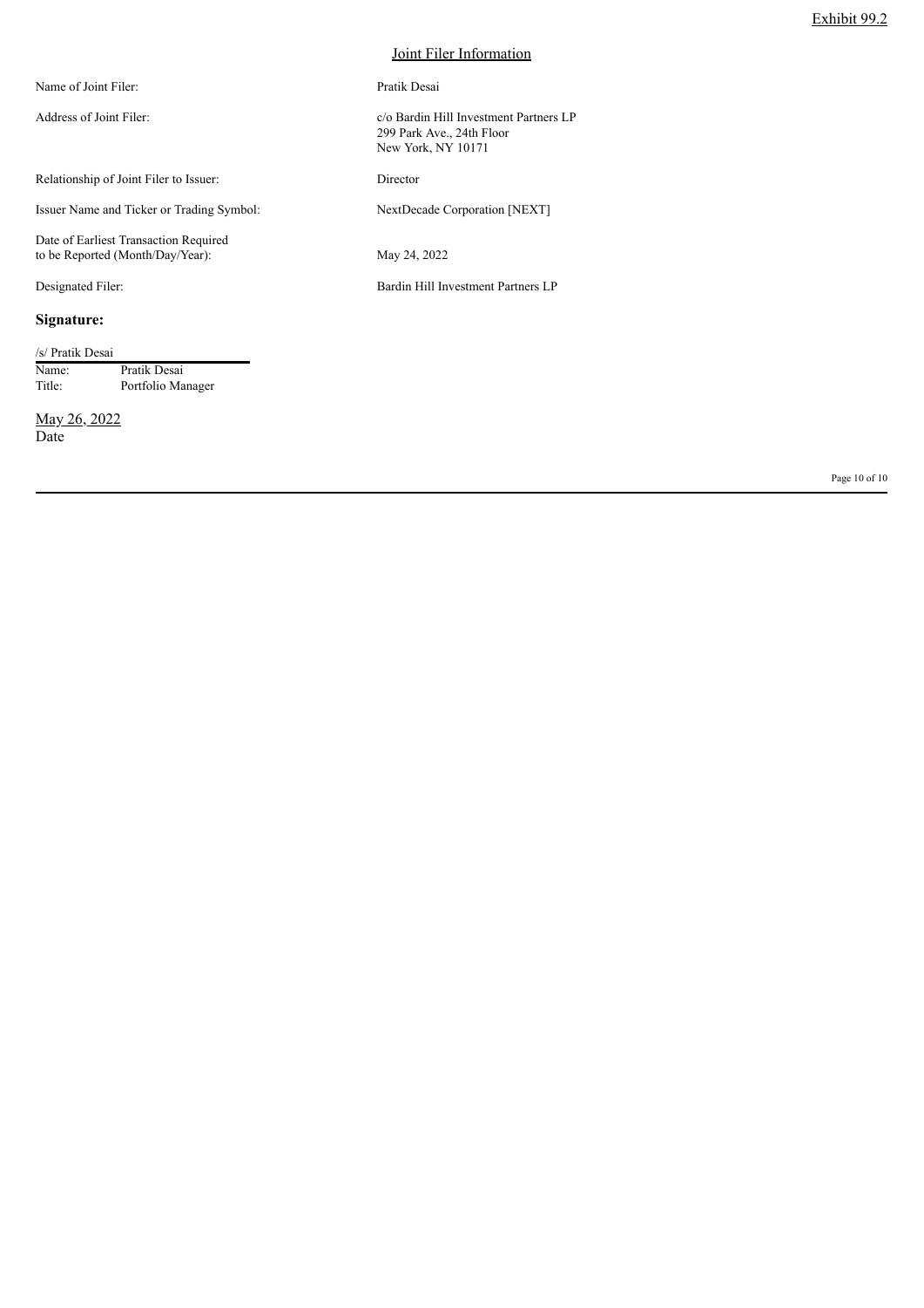Exhibit 99.2

## Joint Filer Information

| | |
|---|---|
| Name of Joint Filer: | Pratik Desai |
| Address of Joint Filer: | c/o Bardin Hill Investment Partners LP<br>299 Park Ave., 24th Floor<br>New York, NY 10171 |
| Relationship of Joint Filer to Issuer: | Director |
| Issuer Name and Ticker or Trading Symbol: | NextDecade Corporation [NEXT] |
| Date of Earliest Transaction Required to be Reported (Month/Day/Year): | May 24, 2022 |
| Designated Filer: | Bardin Hill Investment Partners LP |

**Signature:**

/s/ Pratik Desai

Name: Pratik Desai
Title: Portfolio Manager

May 26, 2022
Date